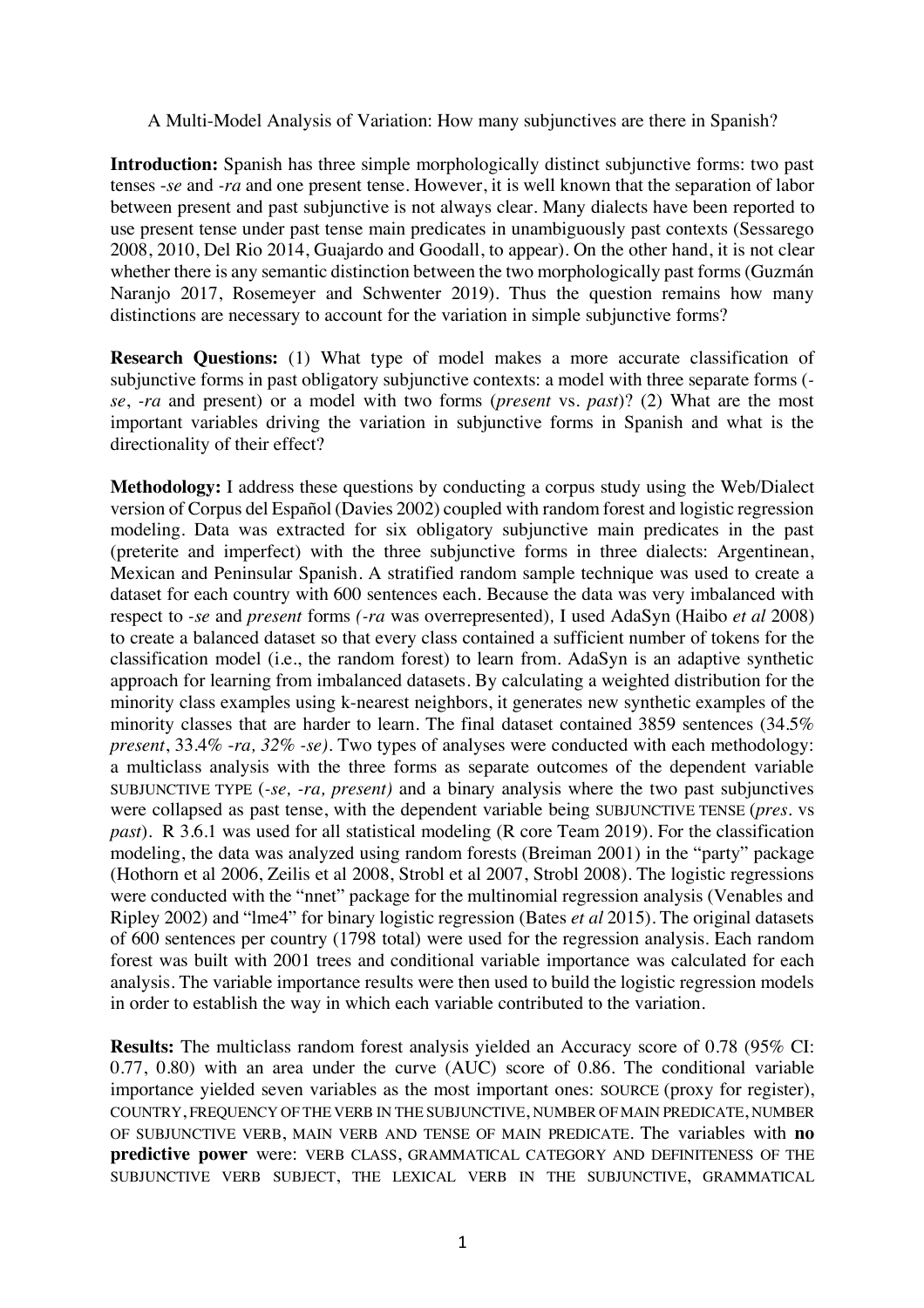A Multi-Model Analysis of Variation: How many subjunctives are there in Spanish?

**Introduction:** Spanish has three simple morphologically distinct subjunctive forms: two past tenses *-se* and *-ra* and one present tense. However, it is well known that the separation of labor between present and past subjunctive is not always clear. Many dialects have been reported to use present tense under past tense main predicates in unambiguously past contexts (Sessarego 2008, 2010, Del Rio 2014, Guajardo and Goodall, to appear). On the other hand, it is not clear whether there is any semantic distinction between the two morphologically past forms (Guzmán Naranjo 2017, Rosemeyer and Schwenter 2019). Thus the question remains how many distinctions are necessary to account for the variation in simple subjunctive forms?

**Research Questions:** (1) What type of model makes a more accurate classification of subjunctive forms in past obligatory subjunctive contexts: a model with three separate forms (*-se*, *-ra* and present) or a model with two forms (*present* vs. *past*)? (2) What are the most important variables driving the variation in subjunctive forms in Spanish and what is the directionality of their effect?

**Methodology:** I address these questions by conducting a corpus study using the Web/Dialect version of Corpus del Español (Davies 2002) coupled with random forest and logistic regression modeling. Data was extracted for six obligatory subjunctive main predicates in the past (preterite and imperfect) with the three subjunctive forms in three dialects: Argentinean, Mexican and Peninsular Spanish. A stratified random sample technique was used to create a dataset for each country with 600 sentences each. Because the data was very imbalanced with respect to *-se* and *present* forms *(-ra* was overrepresented), I used AdaSyn (Haibo *et al* 2008) to create a balanced dataset so that every class contained a sufficient number of tokens for the classification model (i.e., the random forest) to learn from. AdaSyn is an adaptive synthetic approach for learning from imbalanced datasets. By calculating a weighted distribution for the minority class examples using k-nearest neighbors, it generates new synthetic examples of the minority classes that are harder to learn. The final dataset contained 3859 sentences (34.5% *present*, 33.4% *-ra, 32% -se)*. Two types of analyses were conducted with each methodology: a multiclass analysis with the three forms as separate outcomes of the dependent variable SUBJUNCTIVE TYPE (*-se, -ra, present)* and a binary analysis where the two past subjunctives were collapsed as past tense, with the dependent variable being SUBJUNCTIVE TENSE (*pres.* vs *past*). R 3.6.1 was used for all statistical modeling (R core Team 2019). For the classification modeling, the data was analyzed using random forests (Breiman 2001) in the "party" package (Hothorn et al 2006, Zeilis et al 2008, Strobl et al 2007, Strobl 2008). The logistic regressions were conducted with the "nnet" package for the multinomial regression analysis (Venables and Ripley 2002) and "lme4" for binary logistic regression (Bates *et al* 2015). The original datasets of 600 sentences per country (1798 total) were used for the regression analysis. Each random forest was built with 2001 trees and conditional variable importance was calculated for each analysis. The variable importance results were then used to build the logistic regression models in order to establish the way in which each variable contributed to the variation.

**Results:** The multiclass random forest analysis yielded an Accuracy score of 0.78 (95% CI: 0.77, 0.80) with an area under the curve (AUC) score of 0.86. The conditional variable importance yielded seven variables as the most important ones: SOURCE (proxy for register), COUNTRY, FREQUENCY OF THE VERB IN THE SUBJUNCTIVE, NUMBER OF MAIN PREDICATE, NUMBER OF SUBJUNCTIVE VERB, MAIN VERB AND TENSE OF MAIN PREDICATE. The variables with **no predictive power** were: VERB CLASS, GRAMMATICAL CATEGORY AND DEFINITENESS OF THE SUBJUNCTIVE VERB SUBJECT, THE LEXICAL VERB IN THE SUBJUNCTIVE, GRAMMATICAL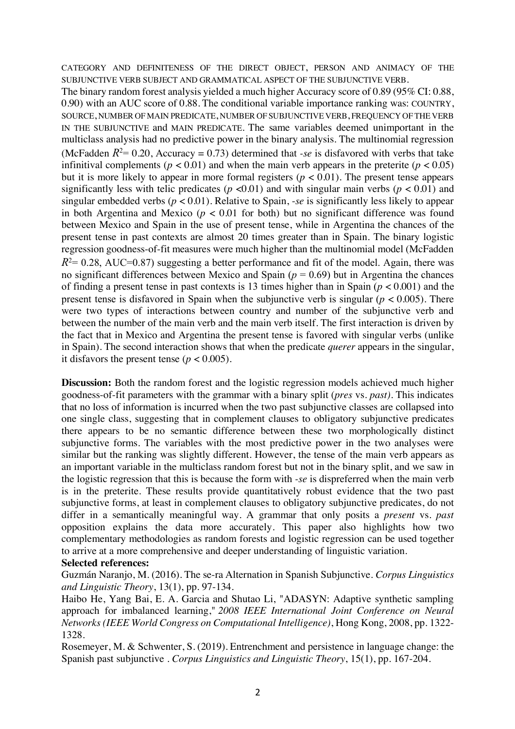CATEGORY AND DEFINITENESS OF THE DIRECT OBJECT, PERSON AND ANIMACY OF THE SUBJUNCTIVE VERB SUBJECT AND GRAMMATICAL ASPECT OF THE SUBJUNCTIVE VERB.

The binary random forest analysis yielded a much higher Accuracy score of 0.89 (95% CI: 0.88, 0.90) with an AUC score of 0.88. The conditional variable importance ranking was: COUNTRY, SOURCE, NUMBER OF MAIN PREDICATE, NUMBER OF SUBJUNCTIVE VERB, FREQUENCY OF THE VERB IN THE SUBJUNCTIVE and MAIN PREDICATE. The same variables deemed unimportant in the multiclass analysis had no predictive power in the binary analysis. The multinomial regression (McFadden $R^2 = 0.20$, Accuracy = 0.73) determined that *-se* is disfavored with verbs that take infinitival complements ($p < 0.01$) and when the main verb appears in the preterite ($p < 0.05$) but it is more likely to appear in more formal registers ($p < 0.01$). The present tense appears significantly less with telic predicates ($p < 0.01$) and with singular main verbs ($p < 0.01$) and singular embedded verbs ($p < 0.01$). Relative to Spain, *-se* is significantly less likely to appear in both Argentina and Mexico ($p < 0.01$ for both) but no significant difference was found between Mexico and Spain in the use of present tense, while in Argentina the chances of the present tense in past contexts are almost 20 times greater than in Spain. The binary logistic regression goodness-of-fit measures were much higher than the multinomial model (McFadden $R^2 = 0.28$, AUC=0.87) suggesting a better performance and fit of the model. Again, there was no significant differences between Mexico and Spain ($p = 0.69$) but in Argentina the chances of finding a present tense in past contexts is 13 times higher than in Spain ($p < 0.001$) and the present tense is disfavored in Spain when the subjunctive verb is singular ($p < 0.005$). There were two types of interactions between country and number of the subjunctive verb and between the number of the main verb and the main verb itself. The first interaction is driven by the fact that in Mexico and Argentina the present tense is favored with singular verbs (unlike in Spain). The second interaction shows that when the predicate *querer* appears in the singular, it disfavors the present tense ($p < 0.005$).

**Discussion:** Both the random forest and the logistic regression models achieved much higher goodness-of-fit parameters with the grammar with a binary split (*pres* vs. *past)*. This indicates that no loss of information is incurred when the two past subjunctive classes are collapsed into one single class, suggesting that in complement clauses to obligatory subjunctive predicates there appears to be no semantic difference between these two morphologically distinct subjunctive forms. The variables with the most predictive power in the two analyses were similar but the ranking was slightly different. However, the tense of the main verb appears as an important variable in the multiclass random forest but not in the binary split, and we saw in the logistic regression that this is because the form with *-se* is dispreferred when the main verb is in the preterite. These results provide quantitatively robust evidence that the two past subjunctive forms, at least in complement clauses to obligatory subjunctive predicates, do not differ in a semantically meaningful way. A grammar that only posits a *present* vs. *past* opposition explains the data more accurately. This paper also highlights how two complementary methodologies as random forests and logistic regression can be used together to arrive at a more comprehensive and deeper understanding of linguistic variation.

**Selected references:**

Guzmán Naranjo, M. (2016). The se-ra Alternation in Spanish Subjunctive. *Corpus Linguistics and Linguistic Theory*, 13(1), pp. 97-134.

Haibo He, Yang Bai, E. A. Garcia and Shutao Li, "ADASYN: Adaptive synthetic sampling approach for imbalanced learning," *2008 IEEE International Joint Conference on Neural Networks (IEEE World Congress on Computational Intelligence)*, Hong Kong, 2008, pp. 1322-1328.

Rosemeyer, M. & Schwenter, S. (2019). Entrenchment and persistence in language change: the Spanish past subjunctive . *Corpus Linguistics and Linguistic Theory*, 15(1), pp. 167-204.